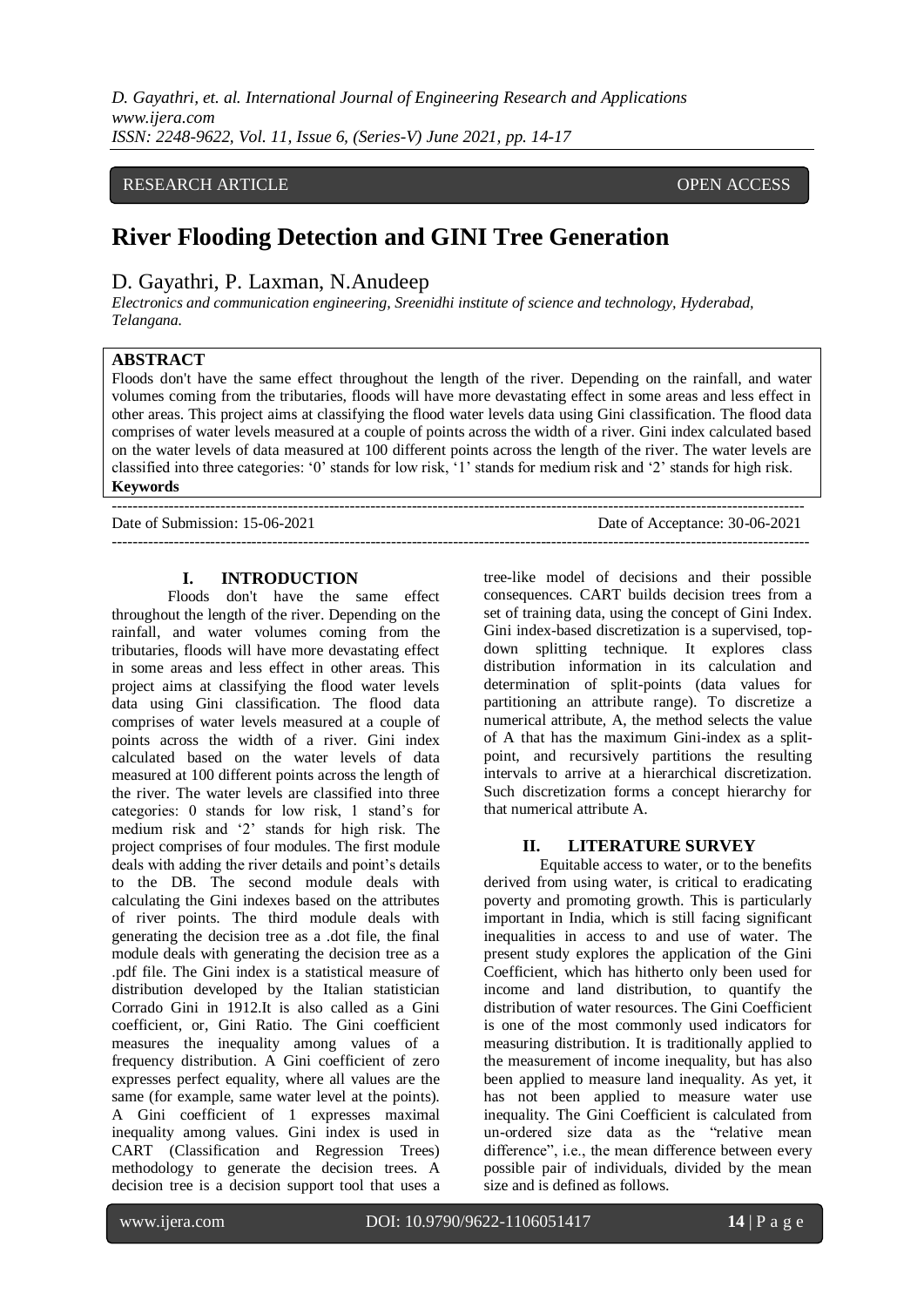RESEARCH ARTICLE OPEN ACCESS

# River Flooding Detection and GINI Tree Generation

D. Gayathri, P. Laxman, N.Anudeep

*Electronics and communication engineering, Sreenidhi institute of science and technology, Hyderabad, Telangana.*

## ABSTRACT

Floods don't have the same effect throughout the length of the river. Depending on the rainfall, and water volumes coming from the tributaries, floods will have more devastating effect in some areas and less effect in other areas. This project aims at classifying the flood water levels data using Gini classification. The flood data comprises of water levels measured at a couple of points across the width of a river. Gini index calculated based on the water levels of data measured at 100 different points across the length of the river. The water levels are classified into three categories: '0' stands for low risk, '1' stands for medium risk and '2' stands for high risk.

**Keywords**

Date of Submission: 15-06-2021 Date of Acceptance: 30-06-2021

## I. INTRODUCTION

Floods don't have the same effect throughout the length of the river. Depending on the rainfall, and water volumes coming from the tributaries, floods will have more devastating effect in some areas and less effect in other areas. This project aims at classifying the flood water levels data using Gini classification. The flood data comprises of water levels measured at a couple of points across the width of a river. Gini index calculated based on the water levels of data measured at 100 different points across the length of the river. The water levels are classified into three categories: 0 stands for low risk, 1 stand's for medium risk and '2' stands for high risk. The project comprises of four modules. The first module deals with adding the river details and point's details to the DB. The second module deals with calculating the Gini indexes based on the attributes of river points. The third module deals with generating the decision tree as a .dot file, the final module deals with generating the decision tree as a .pdf file. The Gini index is a statistical measure of distribution developed by the Italian statistician Corrado Gini in 1912.It is also called as a Gini coefficient, or, Gini Ratio. The Gini coefficient measures the inequality among values of a frequency distribution. A Gini coefficient of zero expresses perfect equality, where all values are the same (for example, same water level at the points). A Gini coefficient of 1 expresses maximal inequality among values. Gini index is used in CART (Classification and Regression Trees) methodology to generate the decision trees. A decision tree is a decision support tool that uses a tree-like model of decisions and their possible consequences. CART builds decision trees from a set of training data, using the concept of Gini Index. Gini index-based discretization is a supervised, top-down splitting technique. It explores class distribution information in its calculation and determination of split-points (data values for partitioning an attribute range). To discretize a numerical attribute, A, the method selects the value of A that has the maximum Gini-index as a split-point, and recursively partitions the resulting intervals to arrive at a hierarchical discretization. Such discretization forms a concept hierarchy for that numerical attribute A.

## II. LITERATURE SURVEY

Equitable access to water, or to the benefits derived from using water, is critical to eradicating poverty and promoting growth. This is particularly important in India, which is still facing significant inequalities in access to and use of water. The present study explores the application of the Gini Coefficient, which has hitherto only been used for income and land distribution, to quantify the distribution of water resources. The Gini Coefficient is one of the most commonly used indicators for measuring distribution. It is traditionally applied to the measurement of income inequality, but has also been applied to measure land inequality. As yet, it has not been applied to measure water use inequality. The Gini Coefficient is calculated from un-ordered size data as the "relative mean difference", i.e., the mean difference between every possible pair of individuals, divided by the mean size and is defined as follows.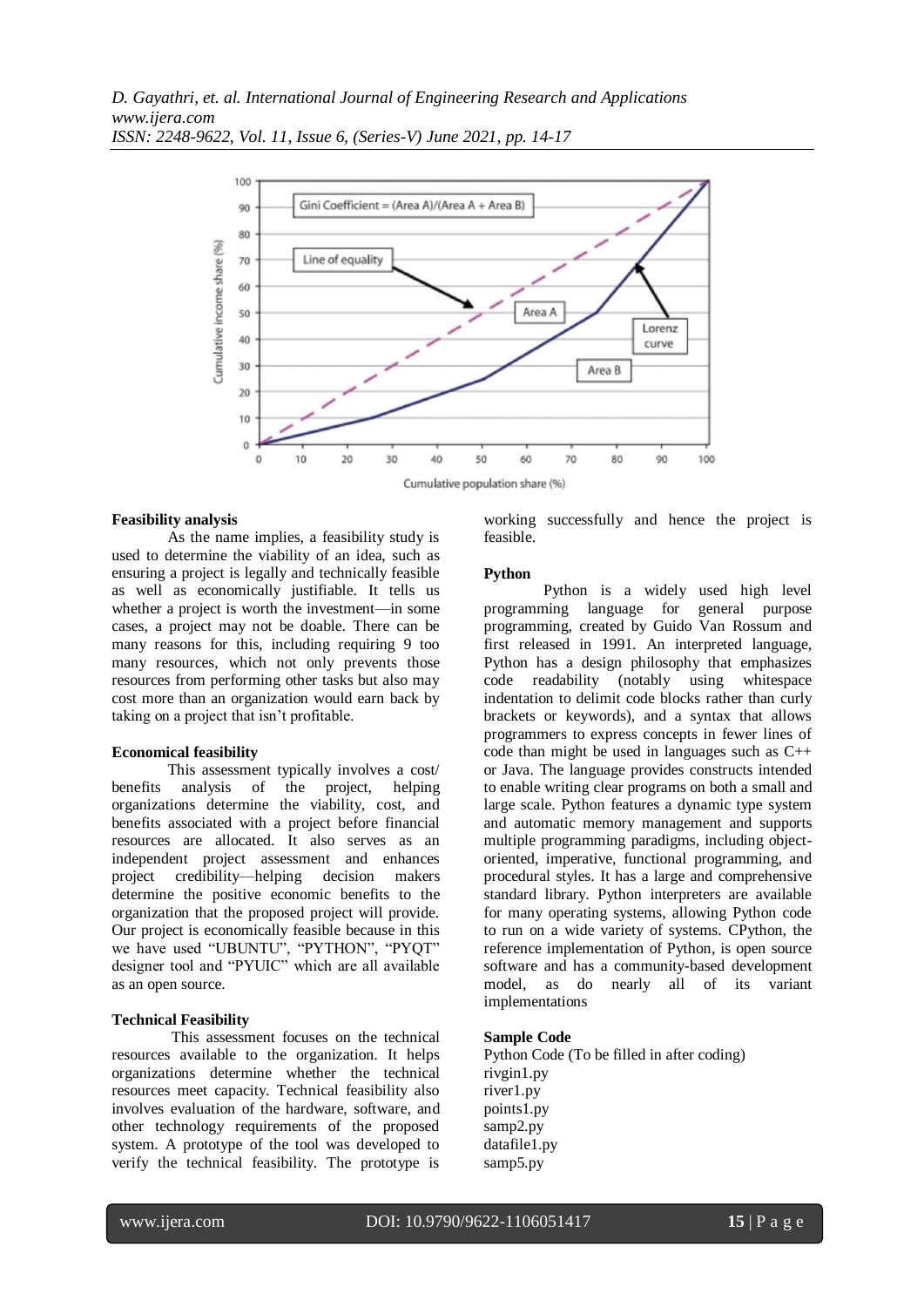### Feasibility analysis

As the name implies, a feasibility study is used to determine the viability of an idea, such as ensuring a project is legally and technically feasible as well as economically justifiable. It tells us whether a project is worth the investment—in some cases, a project may not be doable. There can be many reasons for this, including requiring 9 too many resources, which not only prevents those resources from performing other tasks but also may cost more than an organization would earn back by taking on a project that isn't profitable.

### Economical feasibility

This assessment typically involves a cost/ benefits analysis of the project, helping organizations determine the viability, cost, and benefits associated with a project before financial resources are allocated. It also serves as an independent project assessment and enhances project credibility—helping decision makers determine the positive economic benefits to the organization that the proposed project will provide. Our project is economically feasible because in this we have used "UBUNTU", "PYTHON", "PYQT" designer tool and "PYUIC" which are all available as an open source.

### Technical Feasibility

This assessment focuses on the technical resources available to the organization. It helps organizations determine whether the technical resources meet capacity. Technical feasibility also involves evaluation of the hardware, software, and other technology requirements of the proposed system. A prototype of the tool was developed to verify the technical feasibility. The prototype is working successfully and hence the project is feasible.

### Python

Python is a widely used high level programming language for general purpose programming, created by Guido Van Rossum and first released in 1991. An interpreted language, Python has a design philosophy that emphasizes code readability (notably using whitespace indentation to delimit code blocks rather than curly brackets or keywords), and a syntax that allows programmers to express concepts in fewer lines of code than might be used in languages such as C++ or Java. The language provides constructs intended to enable writing clear programs on both a small and large scale. Python features a dynamic type system and automatic memory management and supports multiple programming paradigms, including object-oriented, imperative, functional programming, and procedural styles. It has a large and comprehensive standard library. Python interpreters are available for many operating systems, allowing Python code to run on a wide variety of systems. CPython, the reference implementation of Python, is open source software and has a community-based development model, as do nearly all of its variant implementations

### Sample Code

Python Code (To be filled in after coding)
rivgin1.py
river1.py
points1.py
samp2.py
datafile1.py
samp5.py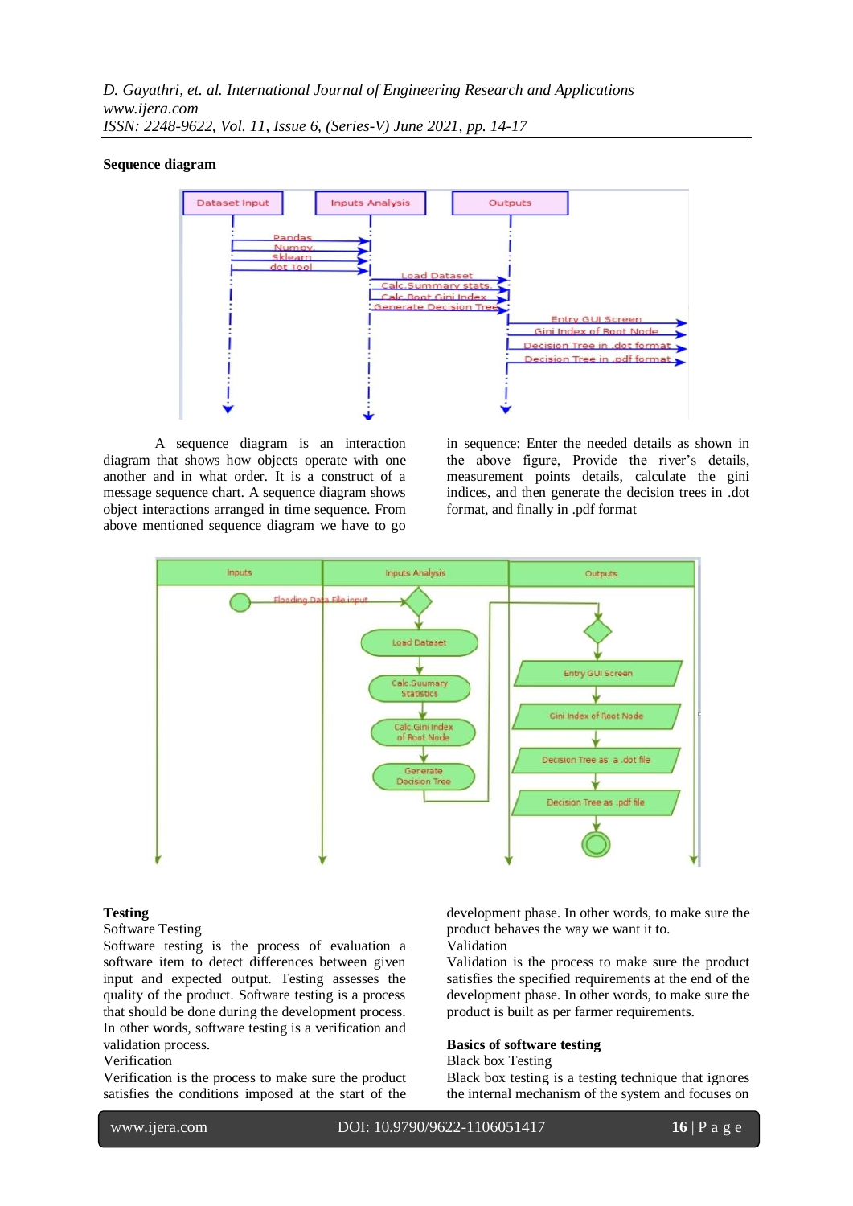**Sequence diagram**

A sequence diagram is an interaction diagram that shows how objects operate with one another and in what order. It is a construct of a message sequence chart. A sequence diagram shows object interactions arranged in time sequence. From above mentioned sequence diagram we have to go in sequence: Enter the needed details as shown in the above figure, Provide the river's details, measurement points details, calculate the gini indices, and then generate the decision trees in .dot format, and finally in .pdf format

**Testing**

Software Testing

Software testing is the process of evaluation a software item to detect differences between given input and expected output. Testing assesses the quality of the product. Software testing is a process that should be done during the development process. In other words, software testing is a verification and validation process.

Verification

Verification is the process to make sure the product satisfies the conditions imposed at the start of the development phase. In other words, to make sure the product behaves the way we want it to.

Validation

Validation is the process to make sure the product satisfies the specified requirements at the end of the development phase. In other words, to make sure the product is built as per farmer requirements.

**Basics of software testing**

Black box Testing

Black box testing is a testing technique that ignores the internal mechanism of the system and focuses on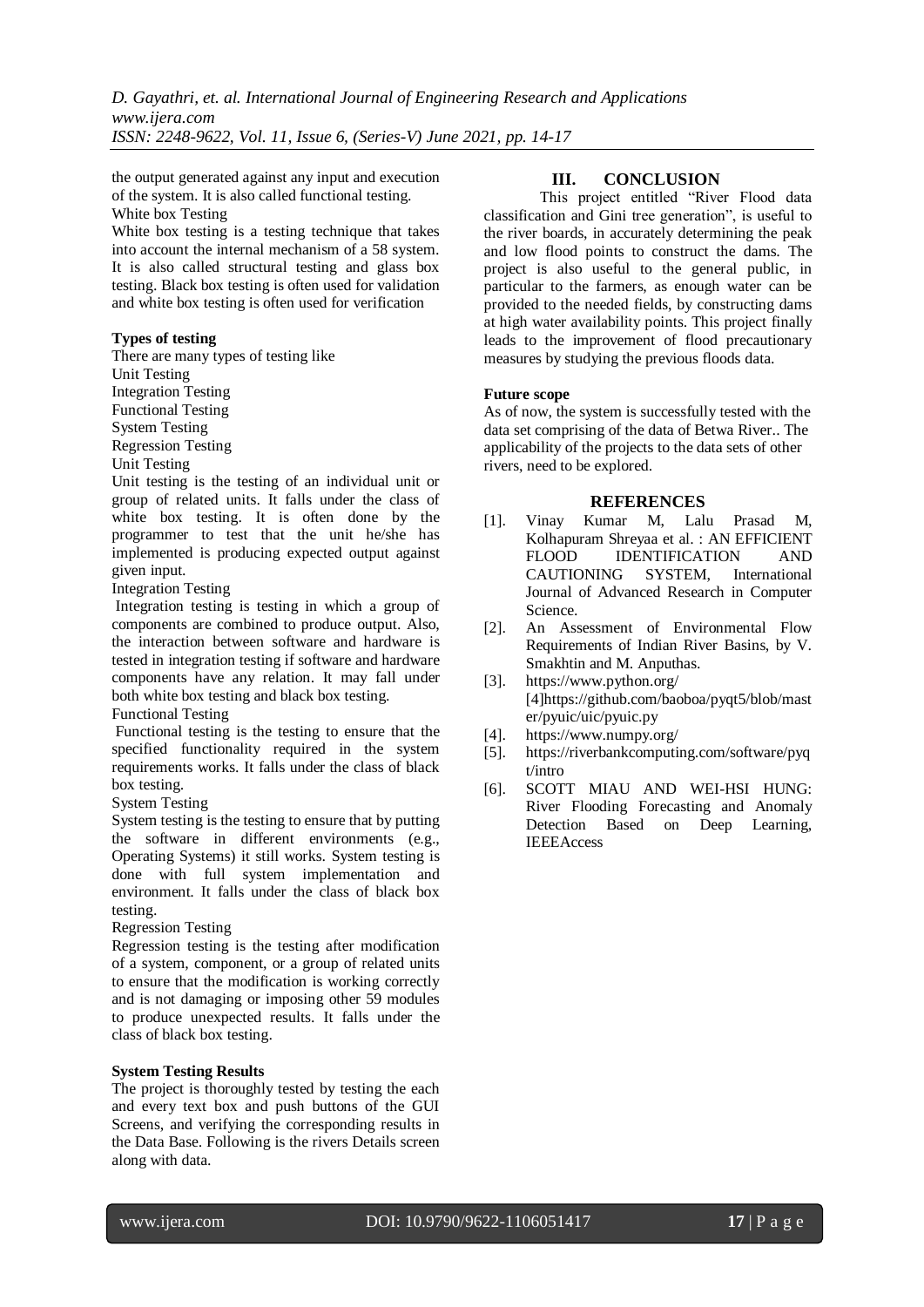the output generated against any input and execution of the system. It is also called functional testing.

White box Testing

White box testing is a testing technique that takes into account the internal mechanism of a 58 system. It is also called structural testing and glass box testing. Black box testing is often used for validation and white box testing is often used for verification

**Types of testing**

There are many types of testing like

Unit Testing

Integration Testing

Functional Testing

System Testing

Regression Testing

Unit Testing

Unit testing is the testing of an individual unit or group of related units. It falls under the class of white box testing. It is often done by the programmer to test that the unit he/she has implemented is producing expected output against given input.

Integration Testing

Integration testing is testing in which a group of components are combined to produce output. Also, the interaction between software and hardware is tested in integration testing if software and hardware components have any relation. It may fall under both white box testing and black box testing.

Functional Testing

Functional testing is the testing to ensure that the specified functionality required in the system requirements works. It falls under the class of black box testing.

System Testing

System testing is the testing to ensure that by putting the software in different environments (e.g., Operating Systems) it still works. System testing is done with full system implementation and environment. It falls under the class of black box testing.

Regression Testing

Regression testing is the testing after modification of a system, component, or a group of related units to ensure that the modification is working correctly and is not damaging or imposing other 59 modules to produce unexpected results. It falls under the class of black box testing.

**System Testing Results**

The project is thoroughly tested by testing the each and every text box and push buttons of the GUI Screens, and verifying the corresponding results in the Data Base. Following is the rivers Details screen along with data.

## III. CONCLUSION

This project entitled "River Flood data classification and Gini tree generation", is useful to the river boards, in accurately determining the peak and low flood points to construct the dams. The project is also useful to the general public, in particular to the farmers, as enough water can be provided to the needed fields, by constructing dams at high water availability points. This project finally leads to the improvement of flood precautionary measures by studying the previous floods data.

**Future scope**

As of now, the system is successfully tested with the data set comprising of the data of Betwa River.. The applicability of the projects to the data sets of other rivers, need to be explored.

## REFERENCES

[1]. Vinay Kumar M, Lalu Prasad M, Kolhapuram Shreyaa et al. : AN EFFICIENT FLOOD IDENTIFICATION AND CAUTIONING SYSTEM, International Journal of Advanced Research in Computer Science.

[2]. An Assessment of Environmental Flow Requirements of Indian River Basins, by V. Smakhtin and M. Anputhas.

[3]. https://www.python.org/ [4]https://github.com/baoboa/pyqt5/blob/master/pyuic/uic/pyuic.py

[4]. https://www.numpy.org/

[5]. https://riverbankcomputing.com/software/pyqt/intro

[6]. SCOTT MIAU AND WEI-HSI HUNG: River Flooding Forecasting and Anomaly Detection Based on Deep Learning, IEEEAccess